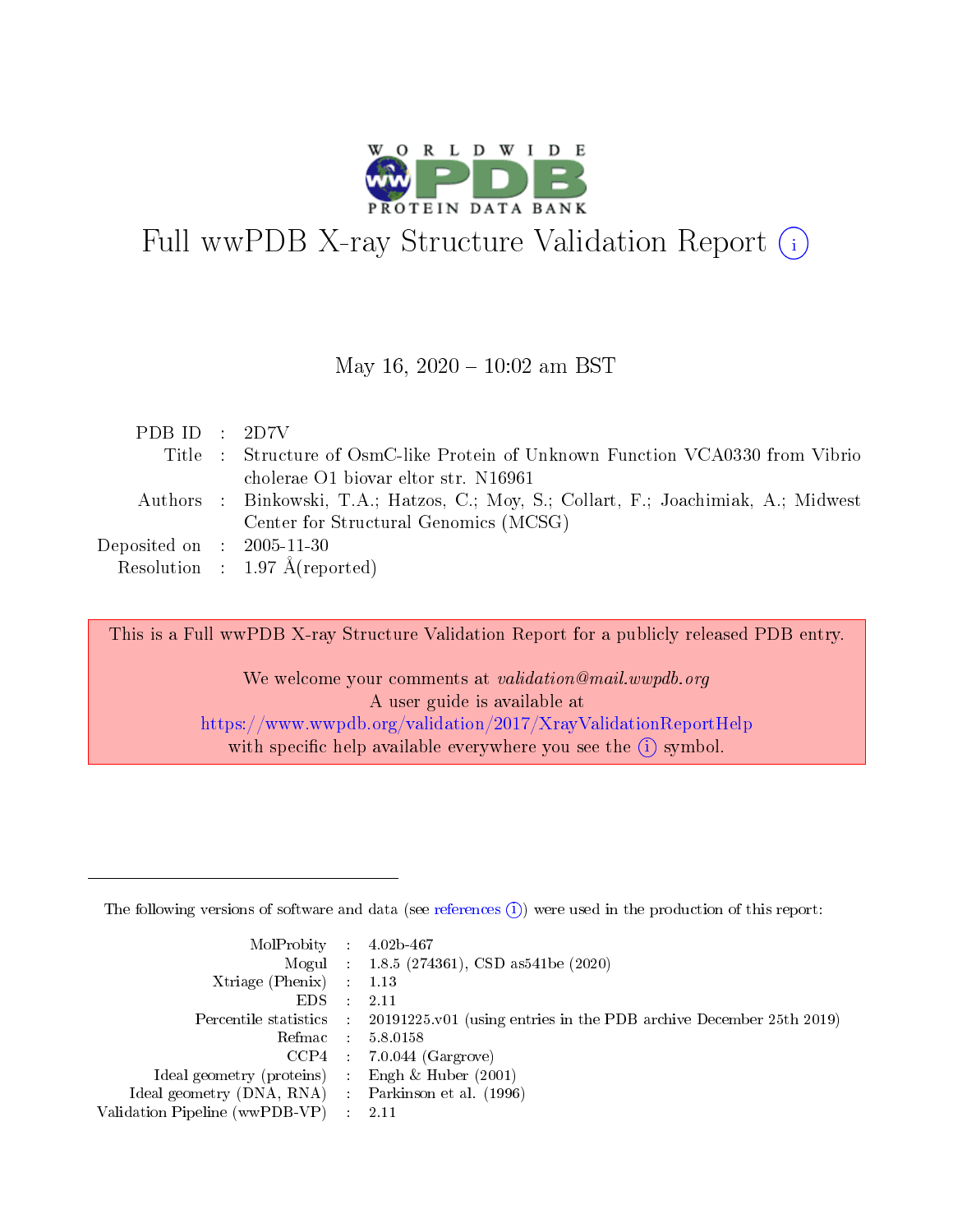# Full wwPDB X-ray Structure Validation Report (i)

May 16, 2020 – 10:02 am BST

| | | |
|---|---|---|
| PDB ID | : | 2D7V |
| Title | : | Structure of OsmC-like Protein of Unknown Function VCA0330 from Vibrio cholerae O1 biovar eltor str. N16961 |
| Authors | : | Binkowski, T.A.; Hatzos, C.; Moy, S.; Collart, F.; Joachimiak, A.; Midwest Center for Structural Genomics (MCSG) |
| Deposited on | : | 2005-11-30 |
| Resolution | : | 1.97 Å(reported) |

This is a Full wwPDB X-ray Structure Validation Report for a publicly released PDB entry.

We welcome your comments at *validation@mail.wwpdb.org*
A user guide is available at
https://www.wwpdb.org/validation/2017/XrayValidationReportHelp
with specific help available everywhere you see the (i) symbol.

---

The following versions of software and data (see references (i)) were used in the production of this report:

| | | |
|---|---|---|
| MolProbity | : | 4.02b-467 |
| Mogul | : | 1.8.5 (274361), CSD as541be (2020) |
| Xtriage (Phenix) | : | 1.13 |
| EDS | : | 2.11 |
| Percentile statistics | : | 20191225.v01 (using entries in the PDB archive December 25th 2019) |
| Refmac | : | 5.8.0158 |
| CCP4 | : | 7.0.044 (Gargrove) |
| Ideal geometry (proteins) | : | Engh & Huber (2001) |
| Ideal geometry (DNA, RNA) | : | Parkinson et al. (1996) |
| Validation Pipeline (wwPDB-VP) | : | 2.11 |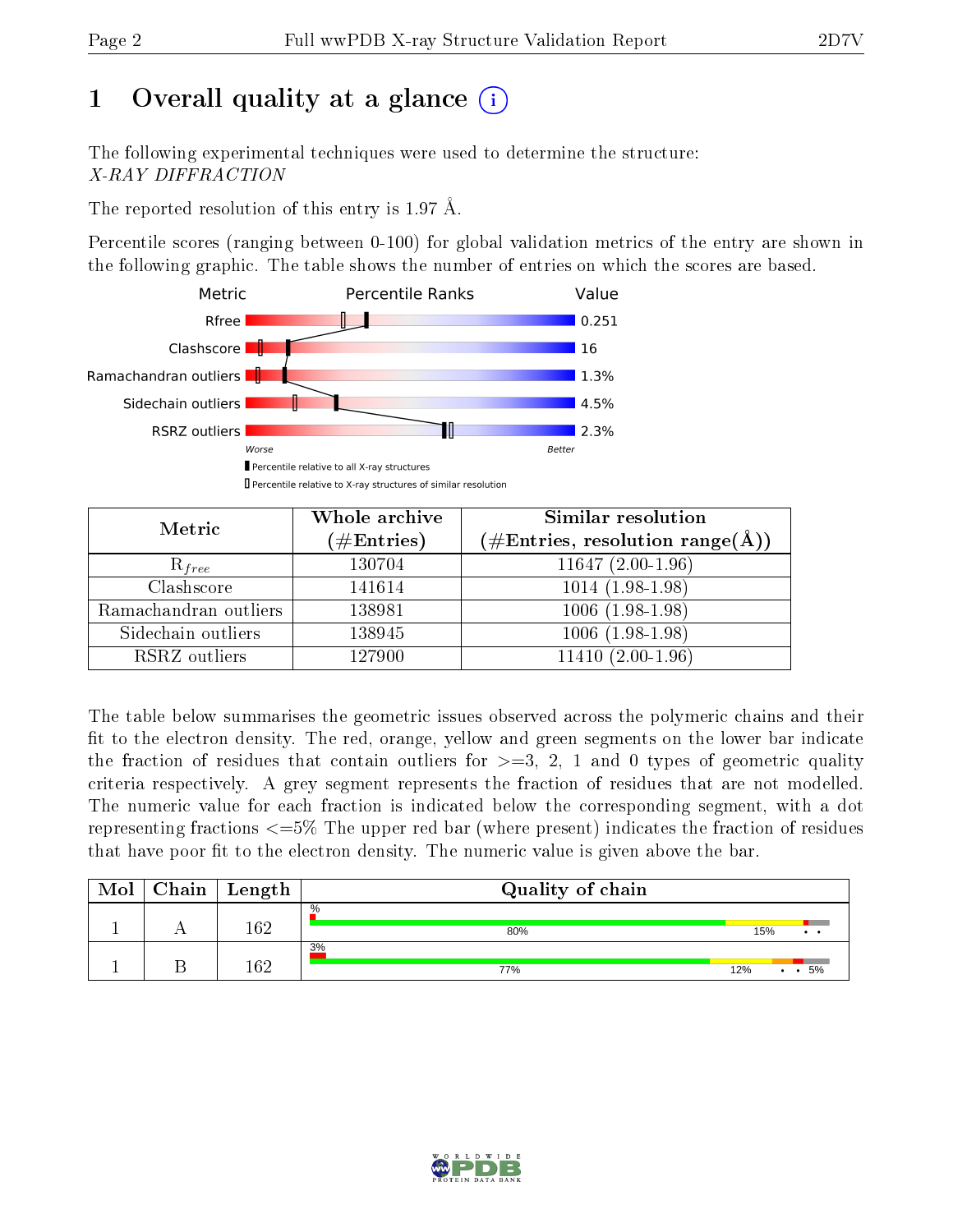# 1 Overall quality at a glance (i)

The following experimental techniques were used to determine the structure:
*X-RAY DIFFRACTION*

The reported resolution of this entry is 1.97 Å.

Percentile scores (ranging between 0-100) for global validation metrics of the entry are shown in the following graphic. The table shows the number of entries on which the scores are based.

| Metric | Value |
|---|---|
| Rfree | 0.251 |
| Clashscore | 16 |
| Ramachandran outliers | 1.3% |
| Sidechain outliers | 4.5% |
| RSRZ outliers | 2.3% |

Worse — Better

▮ Percentile relative to all X-ray structures
▯ Percentile relative to X-ray structures of similar resolution

| Metric | Whole archive (#Entries) | Similar resolution (#Entries, resolution range(Å)) |
|---|---|---|
| $R_{free}$ | 130704 | 11647 (2.00-1.96) |
| Clashscore | 141614 | 1014 (1.98-1.98) |
| Ramachandran outliers | 138981 | 1006 (1.98-1.98) |
| Sidechain outliers | 138945 | 1006 (1.98-1.98) |
| RSRZ outliers | 127900 | 11410 (2.00-1.96) |

The table below summarises the geometric issues observed across the polymeric chains and their fit to the electron density. The red, orange, yellow and green segments on the lower bar indicate the fraction of residues that contain outliers for >=3, 2, 1 and 0 types of geometric quality criteria respectively. A grey segment represents the fraction of residues that are not modelled. The numeric value for each fraction is indicated below the corresponding segment, with a dot representing fractions <=5% The upper red bar (where present) indicates the fraction of residues that have poor fit to the electron density. The numeric value is given above the bar.

| Mol | Chain | Length | Quality of chain |
|---|---|---|---|
| 1 | A | 162 | % ; 80% · 15% · • • |
| 1 | B | 162 | 3% ; 77% · 12% · • • 5% |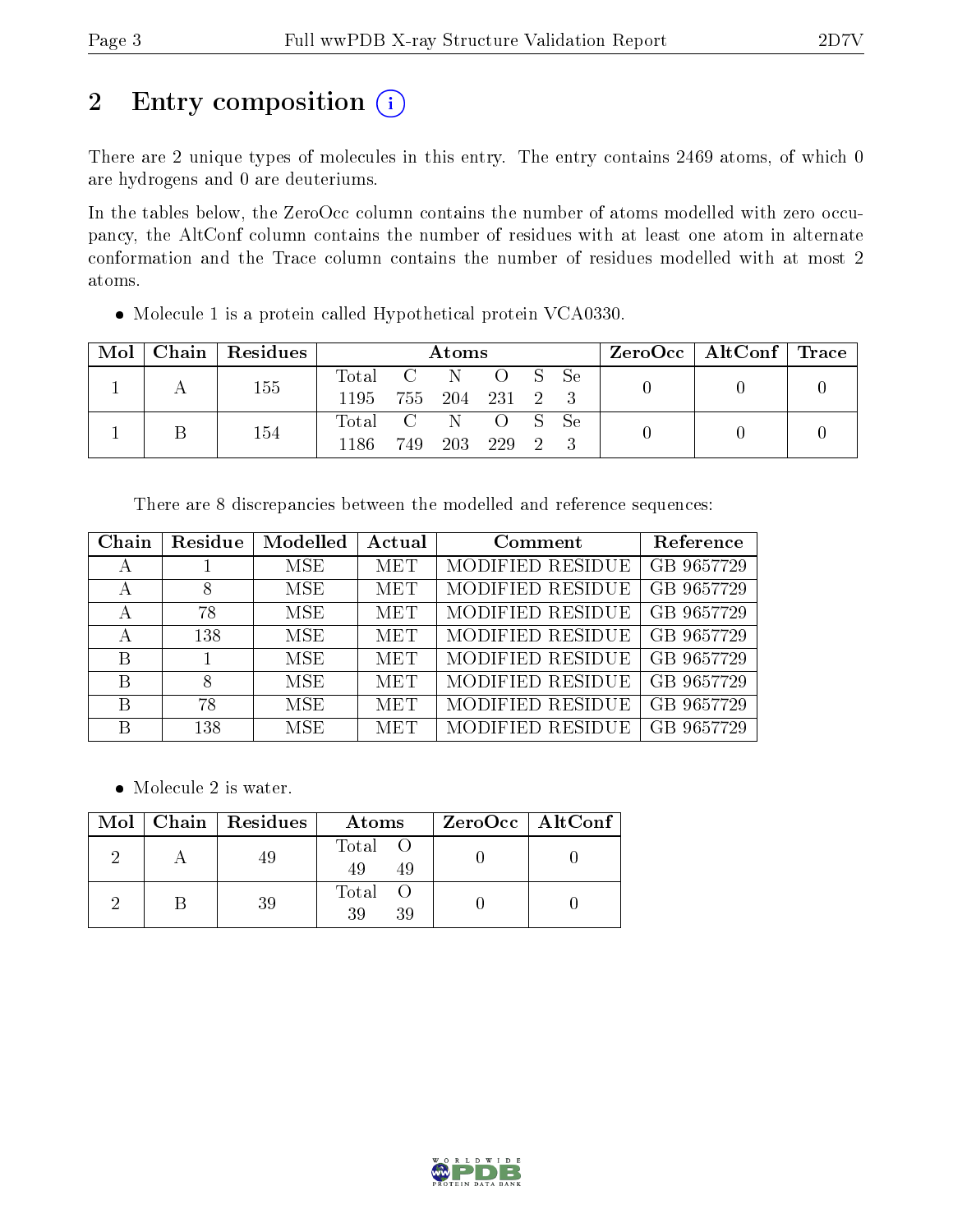# 2 Entry composition (i)

There are 2 unique types of molecules in this entry. The entry contains 2469 atoms, of which 0 are hydrogens and 0 are deuteriums.

In the tables below, the ZeroOcc column contains the number of atoms modelled with zero occupancy, the AltConf column contains the number of residues with at least one atom in alternate conformation and the Trace column contains the number of residues modelled with at most 2 atoms.

- Molecule 1 is a protein called Hypothetical protein VCA0330.

| Mol | Chain | Residues | Atoms | | | | | | ZeroOcc | AltConf | Trace |
|---|---|---|---|---|---|---|---|---|---|---|---|
| 1 | A | 155 | Total<br>1195 | C<br>755 | N<br>204 | O<br>231 | S<br>2 | Se<br>3 | 0 | 0 | 0 |
| 1 | B | 154 | Total<br>1186 | C<br>749 | N<br>203 | O<br>229 | S<br>2 | Se<br>3 | 0 | 0 | 0 |

There are 8 discrepancies between the modelled and reference sequences:

| Chain | Residue | Modelled | Actual | Comment | Reference |
|---|---|---|---|---|---|
| A | 1 | MSE | MET | MODIFIED RESIDUE | GB 9657729 |
| A | 8 | MSE | MET | MODIFIED RESIDUE | GB 9657729 |
| A | 78 | MSE | MET | MODIFIED RESIDUE | GB 9657729 |
| A | 138 | MSE | MET | MODIFIED RESIDUE | GB 9657729 |
| B | 1 | MSE | MET | MODIFIED RESIDUE | GB 9657729 |
| B | 8 | MSE | MET | MODIFIED RESIDUE | GB 9657729 |
| B | 78 | MSE | MET | MODIFIED RESIDUE | GB 9657729 |
| B | 138 | MSE | MET | MODIFIED RESIDUE | GB 9657729 |

- Molecule 2 is water.

| Mol | Chain | Residues | Atoms | | ZeroOcc | AltConf |
|---|---|---|---|---|---|---|
| 2 | A | 49 | Total<br>49 | O<br>49 | 0 | 0 |
| 2 | B | 39 | Total<br>39 | O<br>39 | 0 | 0 |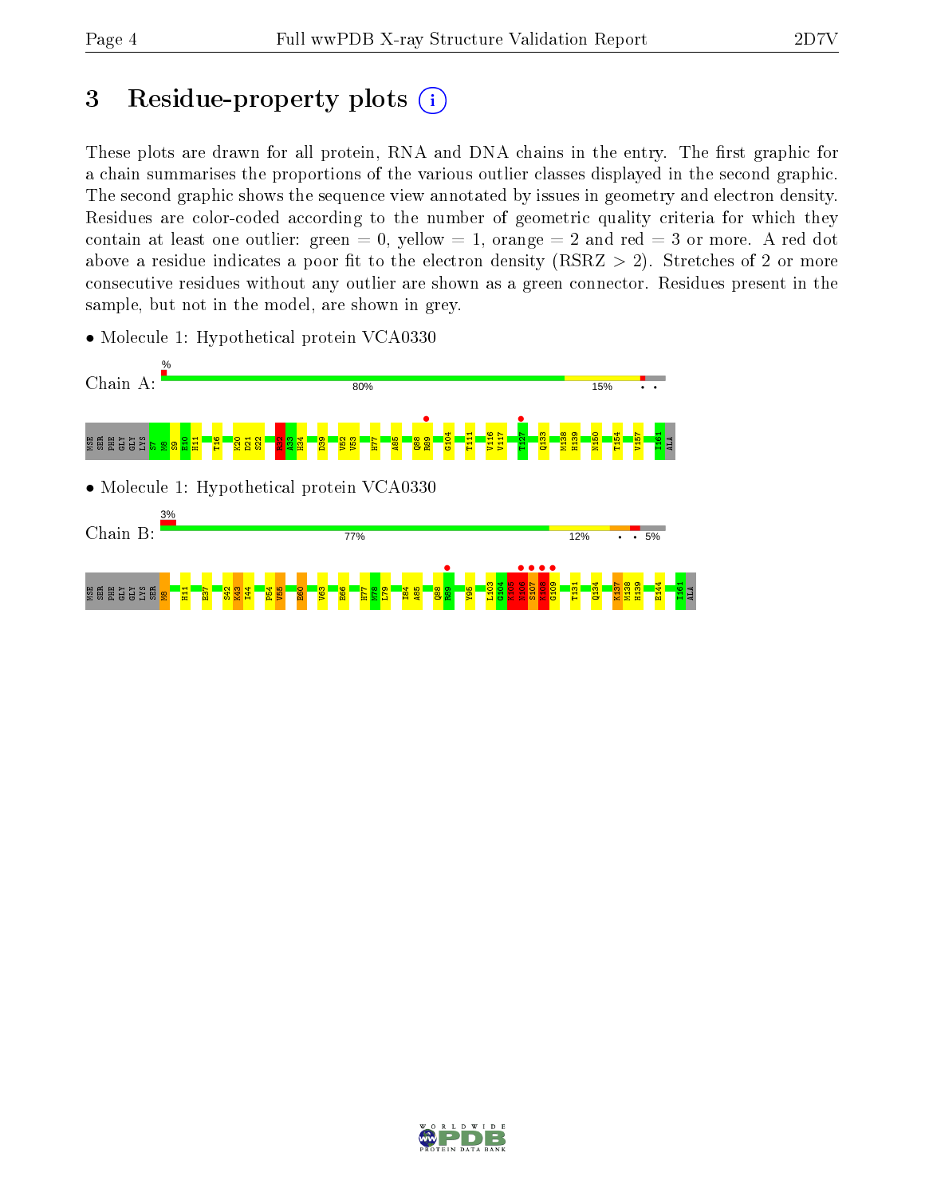# 3 Residue-property plots

These plots are drawn for all protein, RNA and DNA chains in the entry. The first graphic for a chain summarises the proportions of the various outlier classes displayed in the second graphic. The second graphic shows the sequence view annotated by issues in geometry and electron density. Residues are color-coded according to the number of geometric quality criteria for which they contain at least one outlier: green = 0, yellow = 1, orange = 2 and red = 3 or more. A red dot above a residue indicates a poor fit to the electron density (RSRZ > 2). Stretches of 2 or more consecutive residues without any outlier are shown as a green connector. Residues present in the sample, but not in the model, are shown in grey.

- Molecule 1: Hypothetical protein VCA0330

Chain A: % 80% 15% • •

MSE SER PHE GLY GLY LYS S7 M8 S9 E10 H11 T16 K20 D21 S22 K32 A33 H34 D39 V52 V53 H77 A85 Q88 R89 G104 T111 V116 V117 T127 Q133 M138 H139 N150 T154 V157 I161 ALA

- Molecule 1: Hypothetical protein VCA0330

Chain B: 3% 77% 12% • • 5%

MSE SER PHE GLY GLY LYS SER M8 H11 E37 S42 K43 I44 P54 V55 E60 V63 E66 H77 M78 L79 I84 A85 Q88 R89 Y95 L103 G104 K105 K106 S107 K108 G109 T131 Q134 K137 M138 H139 E144 I161 ALA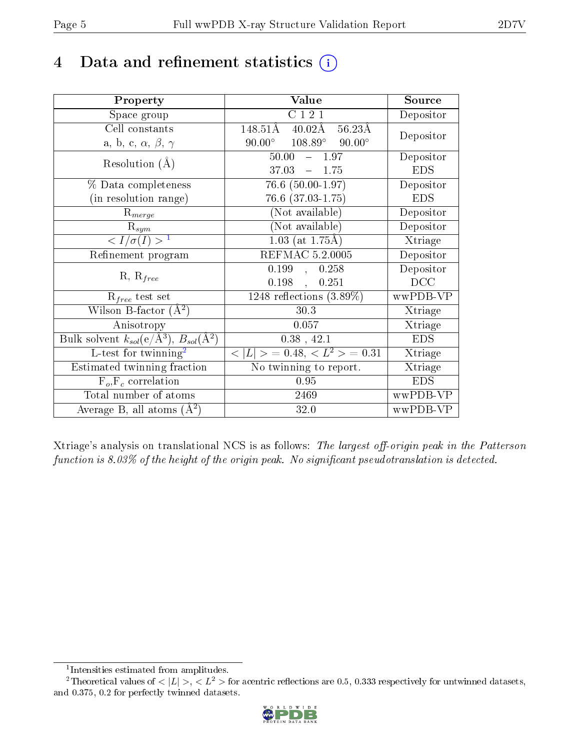# 4 Data and refinement statistics

| Property | Value | Source |
|---|---|---|
| Space group | C 1 2 1 | Depositor |
| Cell constants<br>a, b, c, $\alpha$, $\beta$, $\gamma$ | 148.51Å 40.02Å 56.23Å<br>90.00° 108.89° 90.00° | Depositor |
| Resolution (Å) | 50.00 – 1.97<br>37.03 – 1.75 | Depositor<br>EDS |
| % Data completeness<br>(in resolution range) | 76.6 (50.00-1.97)<br>76.6 (37.03-1.75) | Depositor<br>EDS |
| $R_{merge}$ | (Not available) | Depositor |
| $R_{sym}$ | (Not available) | Depositor |
| $< I/\sigma(I) >$ [1] | 1.03 (at 1.75Å) | Xtriage |
| Refinement program | REFMAC 5.2.0005 | Depositor |
| R, $R_{free}$ | 0.199 , 0.258<br>0.198 , 0.251 | Depositor<br>DCC |
| $R_{free}$ test set | 1248 reflections (3.89%) | wwPDB-VP |
| Wilson B-factor (Å$^2$) | 30.3 | Xtriage |
| Anisotropy | 0.057 | Xtriage |
| Bulk solvent $k_{sol}$(e/Å$^3$), $B_{sol}$(Å$^2$) | 0.38 , 42.1 | EDS |
| L-test for twinning[2] | $< \|L\| > = 0.48$, $< L^2 > = 0.31$ | Xtriage |
| Estimated twinning fraction | No twinning to report. | Xtriage |
| $F_o$,$F_c$ correlation | 0.95 | EDS |
| Total number of atoms | 2469 | wwPDB-VP |
| Average B, all atoms (Å$^2$) | 32.0 | wwPDB-VP |

Xtriage's analysis on translational NCS is as follows: *The largest off-origin peak in the Patterson function is 8.03% of the height of the origin peak. No significant pseudotranslation is detected.*

[1] Intensities estimated from amplitudes.

[2] Theoretical values of $< |L| >$, $< L^2 >$ for acentric reflections are 0.5, 0.333 respectively for untwinned datasets, and 0.375, 0.2 for perfectly twinned datasets.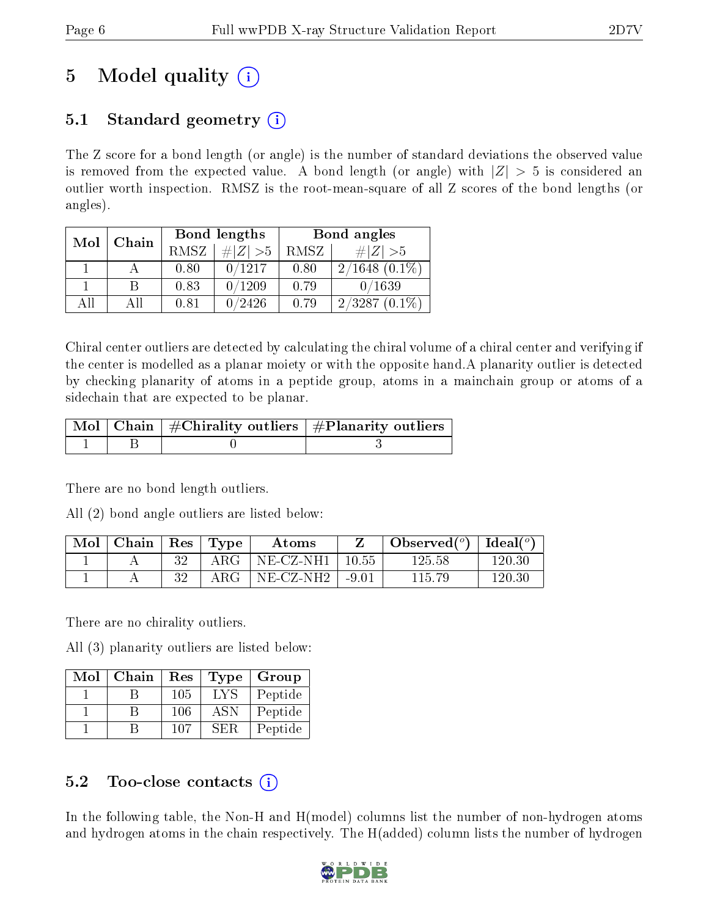# 5 Model quality (i)

## 5.1 Standard geometry (i)

The Z score for a bond length (or angle) is the number of standard deviations the observed value is removed from the expected value. A bond length (or angle) with $|Z| > 5$ is considered an outlier worth inspection. RMSZ is the root-mean-square of all Z scores of the bond lengths (or angles).

| Mol | Chain | Bond lengths | | Bond angles | |
|---|---|---|---|---|---|
| | | RMSZ | $\#\|Z\| > 5$ | RMSZ | $\#\|Z\| > 5$ |
| 1 | A | 0.80 | 0/1217 | 0.80 | 2/1648 (0.1%) |
| 1 | B | 0.83 | 0/1209 | 0.79 | 0/1639 |
| All | All | 0.81 | 0/2426 | 0.79 | 2/3287 (0.1%) |

Chiral center outliers are detected by calculating the chiral volume of a chiral center and verifying if the center is modelled as a planar moiety or with the opposite hand.A planarity outlier is detected by checking planarity of atoms in a peptide group, atoms in a mainchain group or atoms of a sidechain that are expected to be planar.

| Mol | Chain | #Chirality outliers | #Planarity outliers |
|---|---|---|---|
| 1 | B | 0 | 3 |

There are no bond length outliers.

All (2) bond angle outliers are listed below:

| Mol | Chain | Res | Type | Atoms | Z | Observed($^o$) | Ideal($^o$) |
|---|---|---|---|---|---|---|---|
| 1 | A | 32 | ARG | NE-CZ-NH1 | 10.55 | 125.58 | 120.30 |
| 1 | A | 32 | ARG | NE-CZ-NH2 | -9.01 | 115.79 | 120.30 |

There are no chirality outliers.

All (3) planarity outliers are listed below:

| Mol | Chain | Res | Type | Group |
|---|---|---|---|---|
| 1 | B | 105 | LYS | Peptide |
| 1 | B | 106 | ASN | Peptide |
| 1 | B | 107 | SER | Peptide |

## 5.2 Too-close contacts (i)

In the following table, the Non-H and H(model) columns list the number of non-hydrogen atoms and hydrogen atoms in the chain respectively. The H(added) column lists the number of hydrogen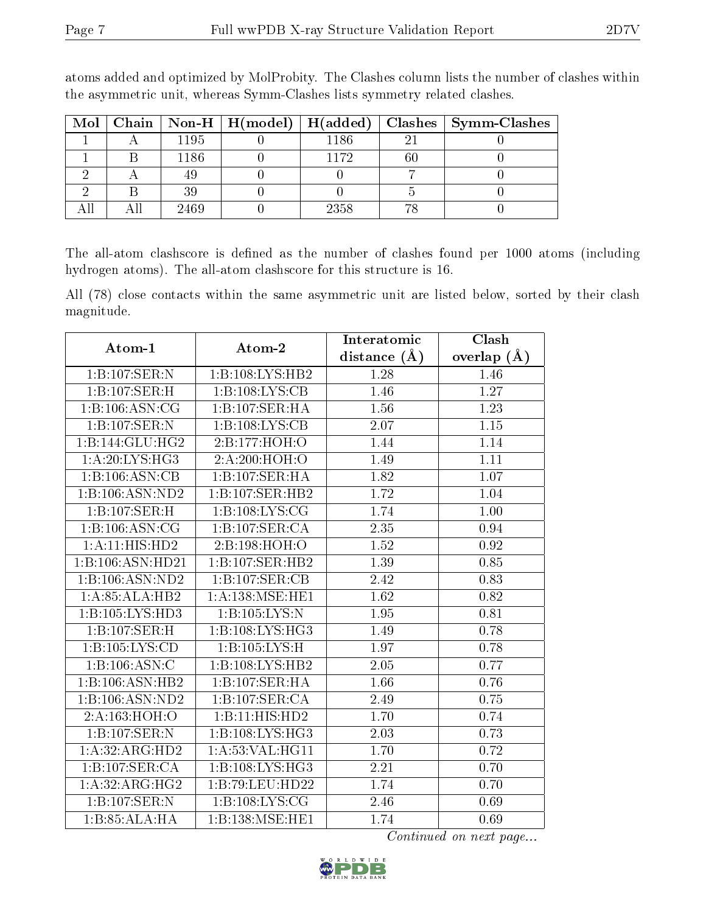atoms added and optimized by MolProbity. The Clashes column lists the number of clashes within the asymmetric unit, whereas Symm-Clashes lists symmetry related clashes.

| Mol | Chain | Non-H | H(model) | H(added) | Clashes | Symm-Clashes |
|---|---|---|---|---|---|---|
| 1 | A | 1195 | 0 | 1186 | 21 | 0 |
| 1 | B | 1186 | 0 | 1172 | 60 | 0 |
| 2 | A | 49 | 0 | 0 | 7 | 0 |
| 2 | B | 39 | 0 | 0 | 5 | 0 |
| All | All | 2469 | 0 | 2358 | 78 | 0 |

The all-atom clashscore is defined as the number of clashes found per 1000 atoms (including hydrogen atoms). The all-atom clashscore for this structure is 16.

All (78) close contacts within the same asymmetric unit are listed below, sorted by their clash magnitude.

| Atom-1 | Atom-2 | Interatomic distance (Å) | Clash overlap (Å) |
|---|---|---|---|
| 1:B:107:SER:N | 1:B:108:LYS:HB2 | 1.28 | 1.46 |
| 1:B:107:SER:H | 1:B:108:LYS:CB | 1.46 | 1.27 |
| 1:B:106:ASN:CG | 1:B:107:SER:HA | 1.56 | 1.23 |
| 1:B:107:SER:N | 1:B:108:LYS:CB | 2.07 | 1.15 |
| 1:B:144:GLU:HG2 | 2:B:177:HOH:O | 1.44 | 1.14 |
| 1:A:20:LYS:HG3 | 2:A:200:HOH:O | 1.49 | 1.11 |
| 1:B:106:ASN:CB | 1:B:107:SER:HA | 1.82 | 1.07 |
| 1:B:106:ASN:ND2 | 1:B:107:SER:HB2 | 1.72 | 1.04 |
| 1:B:107:SER:H | 1:B:108:LYS:CG | 1.74 | 1.00 |
| 1:B:106:ASN:CG | 1:B:107:SER:CA | 2.35 | 0.94 |
| 1:A:11:HIS:HD2 | 2:B:198:HOH:O | 1.52 | 0.92 |
| 1:B:106:ASN:HD21 | 1:B:107:SER:HB2 | 1.39 | 0.85 |
| 1:B:106:ASN:ND2 | 1:B:107:SER:CB | 2.42 | 0.83 |
| 1:A:85:ALA:HB2 | 1:A:138:MSE:HE1 | 1.62 | 0.82 |
| 1:B:105:LYS:HD3 | 1:B:105:LYS:N | 1.95 | 0.81 |
| 1:B:107:SER:H | 1:B:108:LYS:HG3 | 1.49 | 0.78 |
| 1:B:105:LYS:CD | 1:B:105:LYS:H | 1.97 | 0.78 |
| 1:B:106:ASN:C | 1:B:108:LYS:HB2 | 2.05 | 0.77 |
| 1:B:106:ASN:HB2 | 1:B:107:SER:HA | 1.66 | 0.76 |
| 1:B:106:ASN:ND2 | 1:B:107:SER:CA | 2.49 | 0.75 |
| 2:A:163:HOH:O | 1:B:11:HIS:HD2 | 1.70 | 0.74 |
| 1:B:107:SER:N | 1:B:108:LYS:HG3 | 2.03 | 0.73 |
| 1:A:32:ARG:HD2 | 1:A:53:VAL:HG11 | 1.70 | 0.72 |
| 1:B:107:SER:CA | 1:B:108:LYS:HG3 | 2.21 | 0.70 |
| 1:A:32:ARG:HG2 | 1:B:79:LEU:HD22 | 1.74 | 0.70 |
| 1:B:107:SER:N | 1:B:108:LYS:CG | 2.46 | 0.69 |
| 1:B:85:ALA:HA | 1:B:138:MSE:HE1 | 1.74 | 0.69 |

*Continued on next page...*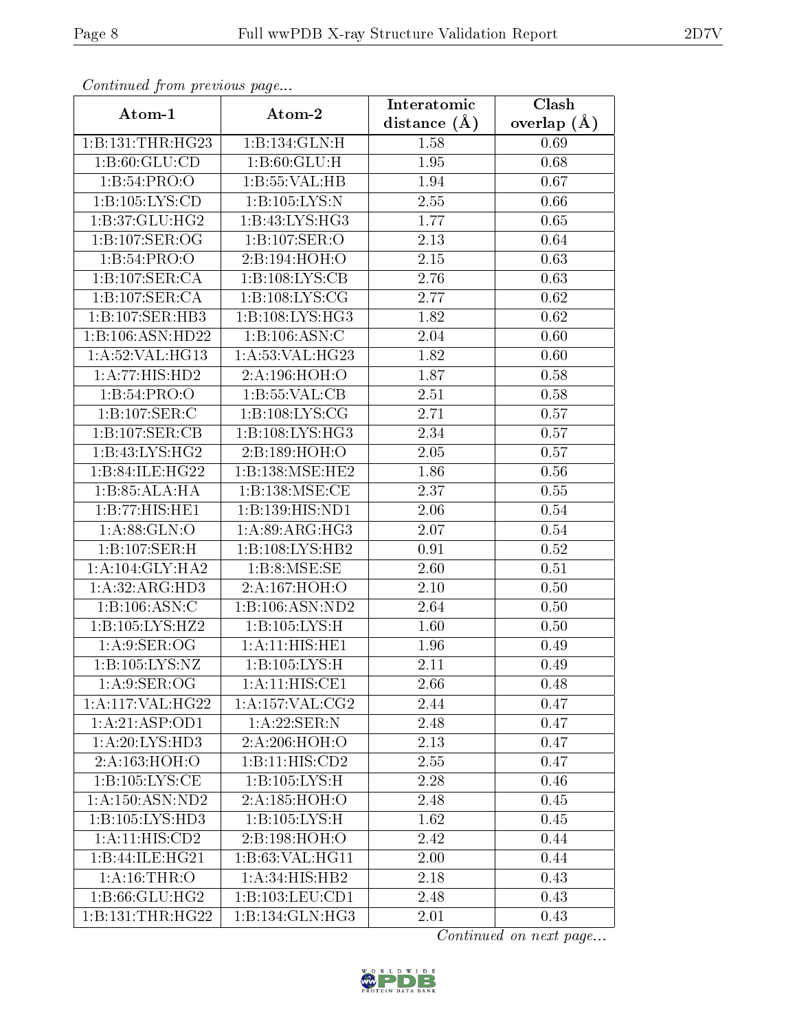*Continued from previous page...*

| Atom-1 | Atom-2 | Interatomic distance (Å) | Clash overlap (Å) |
|---|---|---|---|
| 1:B:131:THR:HG23 | 1:B:134:GLN:H | 1.58 | 0.69 |
| 1:B:60:GLU:CD | 1:B:60:GLU:H | 1.95 | 0.68 |
| 1:B:54:PRO:O | 1:B:55:VAL:HB | 1.94 | 0.67 |
| 1:B:105:LYS:CD | 1:B:105:LYS:N | 2.55 | 0.66 |
| 1:B:37:GLU:HG2 | 1:B:43:LYS:HG3 | 1.77 | 0.65 |
| 1:B:107:SER:OG | 1:B:107:SER:O | 2.13 | 0.64 |
| 1:B:54:PRO:O | 2:B:194:HOH:O | 2.15 | 0.63 |
| 1:B:107:SER:CA | 1:B:108:LYS:CB | 2.76 | 0.63 |
| 1:B:107:SER:CA | 1:B:108:LYS:CG | 2.77 | 0.62 |
| 1:B:107:SER:HB3 | 1:B:108:LYS:HG3 | 1.82 | 0.62 |
| 1:B:106:ASN:HD22 | 1:B:106:ASN:C | 2.04 | 0.60 |
| 1:A:52:VAL:HG13 | 1:A:53:VAL:HG23 | 1.82 | 0.60 |
| 1:A:77:HIS:HD2 | 2:A:196:HOH:O | 1.87 | 0.58 |
| 1:B:54:PRO:O | 1:B:55:VAL:CB | 2.51 | 0.58 |
| 1:B:107:SER:C | 1:B:108:LYS:CG | 2.71 | 0.57 |
| 1:B:107:SER:CB | 1:B:108:LYS:HG3 | 2.34 | 0.57 |
| 1:B:43:LYS:HG2 | 2:B:189:HOH:O | 2.05 | 0.57 |
| 1:B:84:ILE:HG22 | 1:B:138:MSE:HE2 | 1.86 | 0.56 |
| 1:B:85:ALA:HA | 1:B:138:MSE:CE | 2.37 | 0.55 |
| 1:B:77:HIS:HE1 | 1:B:139:HIS:ND1 | 2.06 | 0.54 |
| 1:A:88:GLN:O | 1:A:89:ARG:HG3 | 2.07 | 0.54 |
| 1:B:107:SER:H | 1:B:108:LYS:HB2 | 0.91 | 0.52 |
| 1:A:104:GLY:HA2 | 1:B:8:MSE:SE | 2.60 | 0.51 |
| 1:A:32:ARG:HD3 | 2:A:167:HOH:O | 2.10 | 0.50 |
| 1:B:106:ASN:C | 1:B:106:ASN:ND2 | 2.64 | 0.50 |
| 1:B:105:LYS:HZ2 | 1:B:105:LYS:H | 1.60 | 0.50 |
| 1:A:9:SER:OG | 1:A:11:HIS:HE1 | 1.96 | 0.49 |
| 1:B:105:LYS:NZ | 1:B:105:LYS:H | 2.11 | 0.49 |
| 1:A:9:SER:OG | 1:A:11:HIS:CE1 | 2.66 | 0.48 |
| 1:A:117:VAL:HG22 | 1:A:157:VAL:CG2 | 2.44 | 0.47 |
| 1:A:21:ASP:OD1 | 1:A:22:SER:N | 2.48 | 0.47 |
| 1:A:20:LYS:HD3 | 2:A:206:HOH:O | 2.13 | 0.47 |
| 2:A:163:HOH:O | 1:B:11:HIS:CD2 | 2.55 | 0.47 |
| 1:B:105:LYS:CE | 1:B:105:LYS:H | 2.28 | 0.46 |
| 1:A:150:ASN:ND2 | 2:A:185:HOH:O | 2.48 | 0.45 |
| 1:B:105:LYS:HD3 | 1:B:105:LYS:H | 1.62 | 0.45 |
| 1:A:11:HIS:CD2 | 2:B:198:HOH:O | 2.42 | 0.44 |
| 1:B:44:ILE:HG21 | 1:B:63:VAL:HG11 | 2.00 | 0.44 |
| 1:A:16:THR:O | 1:A:34:HIS:HB2 | 2.18 | 0.43 |
| 1:B:66:GLU:HG2 | 1:B:103:LEU:CD1 | 2.48 | 0.43 |
| 1:B:131:THR:HG22 | 1:B:134:GLN:HG3 | 2.01 | 0.43 |

*Continued on next page...*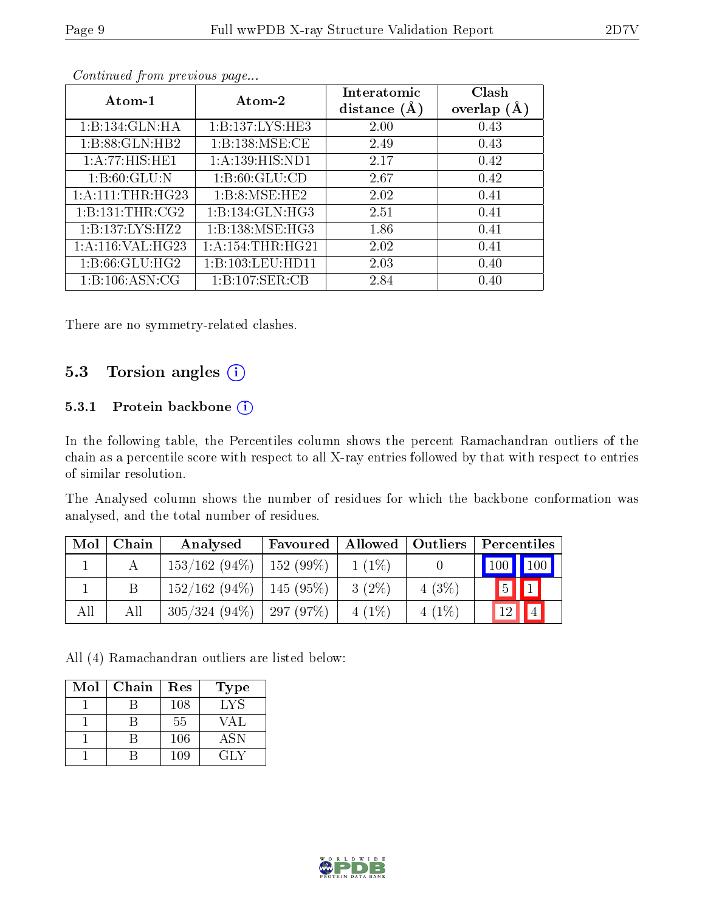*Continued from previous page...*

| Atom-1 | Atom-2 | Interatomic distance (Å) | Clash overlap (Å) |
|---|---|---|---|
| 1:B:134:GLN:HA | 1:B:137:LYS:HE3 | 2.00 | 0.43 |
| 1:B:88:GLN:HB2 | 1:B:138:MSE:CE | 2.49 | 0.43 |
| 1:A:77:HIS:HE1 | 1:A:139:HIS:ND1 | 2.17 | 0.42 |
| 1:B:60:GLU:N | 1:B:60:GLU:CD | 2.67 | 0.42 |
| 1:A:111:THR:HG23 | 1:B:8:MSE:HE2 | 2.02 | 0.41 |
| 1:B:131:THR:CG2 | 1:B:134:GLN:HG3 | 2.51 | 0.41 |
| 1:B:137:LYS:HZ2 | 1:B:138:MSE:HG3 | 1.86 | 0.41 |
| 1:A:116:VAL:HG23 | 1:A:154:THR:HG21 | 2.02 | 0.41 |
| 1:B:66:GLU:HG2 | 1:B:103:LEU:HD11 | 2.03 | 0.40 |
| 1:B:106:ASN:CG | 1:B:107:SER:CB | 2.84 | 0.40 |

There are no symmetry-related clashes.

## 5.3 Torsion angles

### 5.3.1 Protein backbone

In the following table, the Percentiles column shows the percent Ramachandran outliers of the chain as a percentile score with respect to all X-ray entries followed by that with respect to entries of similar resolution.

The Analysed column shows the number of residues for which the backbone conformation was analysed, and the total number of residues.

| Mol | Chain | Analysed | Favoured | Allowed | Outliers | Percentiles | |
|---|---|---|---|---|---|---|---|
| 1 | A | 153/162 (94%) | 152 (99%) | 1 (1%) | 0 | 100 | 100 |
| 1 | B | 152/162 (94%) | 145 (95%) | 3 (2%) | 4 (3%) | 5 | 1 |
| All | All | 305/324 (94%) | 297 (97%) | 4 (1%) | 4 (1%) | 12 | 4 |

All (4) Ramachandran outliers are listed below:

| Mol | Chain | Res | Type |
|---|---|---|---|
| 1 | B | 108 | LYS |
| 1 | B | 55 | VAL |
| 1 | B | 106 | ASN |
| 1 | B | 109 | GLY |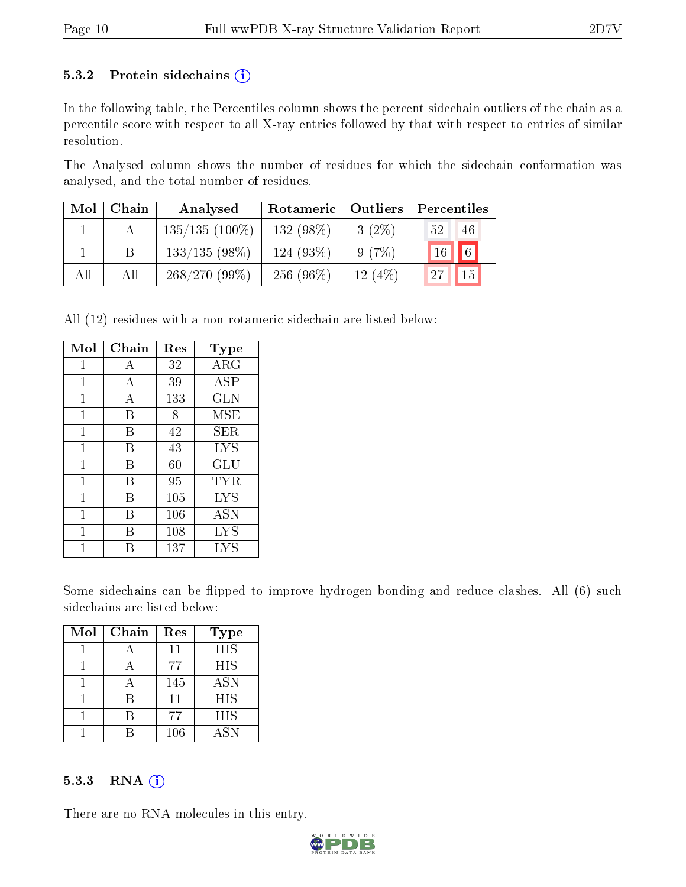### 5.3.2 Protein sidechains (i)

In the following table, the Percentiles column shows the percent sidechain outliers of the chain as a percentile score with respect to all X-ray entries followed by that with respect to entries of similar resolution.

The Analysed column shows the number of residues for which the sidechain conformation was analysed, and the total number of residues.

| Mol | Chain | Analysed | Rotameric | Outliers | Percentiles | |
|---|---|---|---|---|---|---|
| 1 | A | 135/135 (100%) | 132 (98%) | 3 (2%) | 52 | 46 |
| 1 | B | 133/135 (98%) | 124 (93%) | 9 (7%) | 16 | 6 |
| All | All | 268/270 (99%) | 256 (96%) | 12 (4%) | 27 | 15 |

All (12) residues with a non-rotameric sidechain are listed below:

| Mol | Chain | Res | Type |
|---|---|---|---|
| 1 | A | 32 | ARG |
| 1 | A | 39 | ASP |
| 1 | A | 133 | GLN |
| 1 | B | 8 | MSE |
| 1 | B | 42 | SER |
| 1 | B | 43 | LYS |
| 1 | B | 60 | GLU |
| 1 | B | 95 | TYR |
| 1 | B | 105 | LYS |
| 1 | B | 106 | ASN |
| 1 | B | 108 | LYS |
| 1 | B | 137 | LYS |

Some sidechains can be flipped to improve hydrogen bonding and reduce clashes. All (6) such sidechains are listed below:

| Mol | Chain | Res | Type |
|---|---|---|---|
| 1 | A | 11 | HIS |
| 1 | A | 77 | HIS |
| 1 | A | 145 | ASN |
| 1 | B | 11 | HIS |
| 1 | B | 77 | HIS |
| 1 | B | 106 | ASN |

### 5.3.3 RNA (i)

There are no RNA molecules in this entry.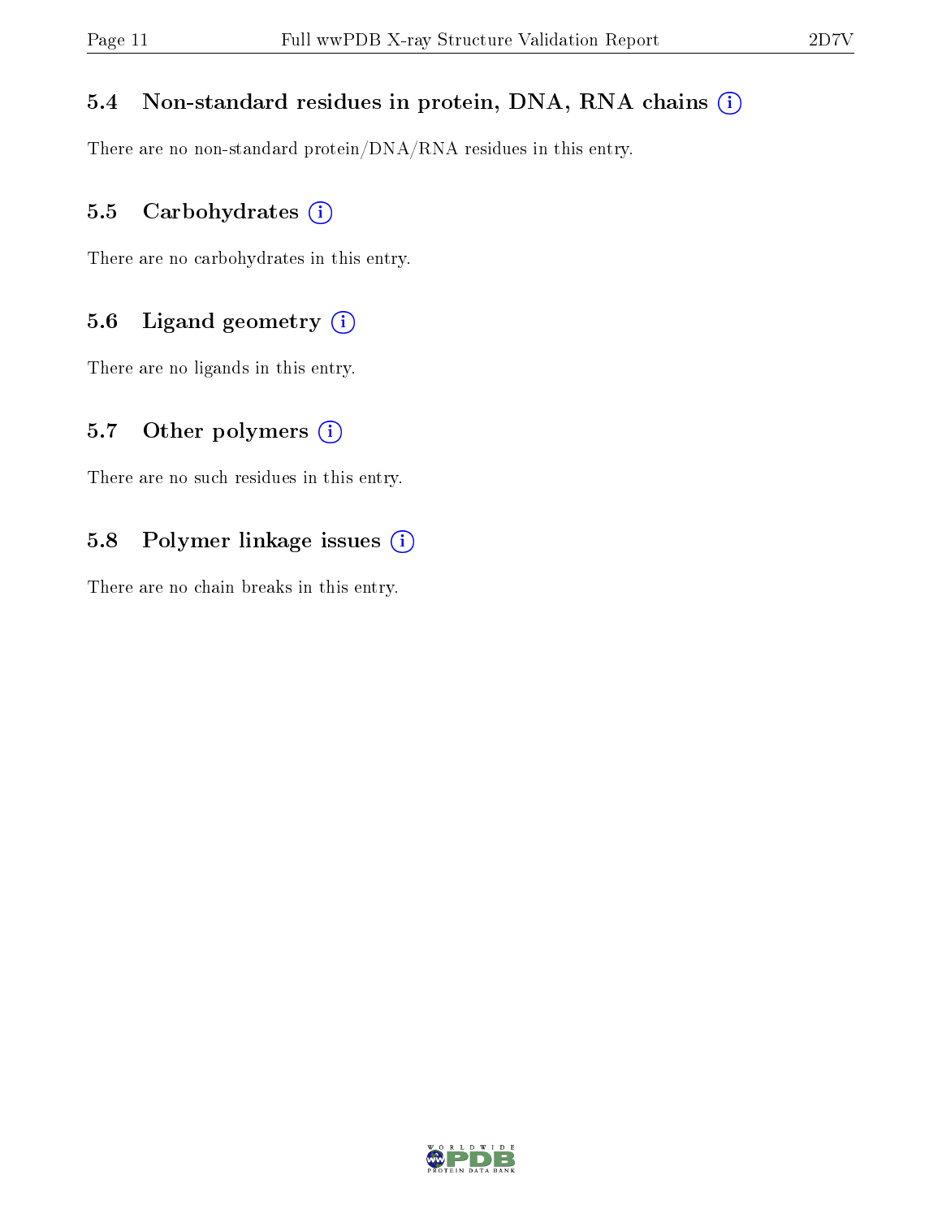### 5.4 Non-standard residues in protein, DNA, RNA chains (i)

There are no non-standard protein/DNA/RNA residues in this entry.

### 5.5 Carbohydrates (i)

There are no carbohydrates in this entry.

### 5.6 Ligand geometry (i)

There are no ligands in this entry.

### 5.7 Other polymers (i)

There are no such residues in this entry.

### 5.8 Polymer linkage issues (i)

There are no chain breaks in this entry.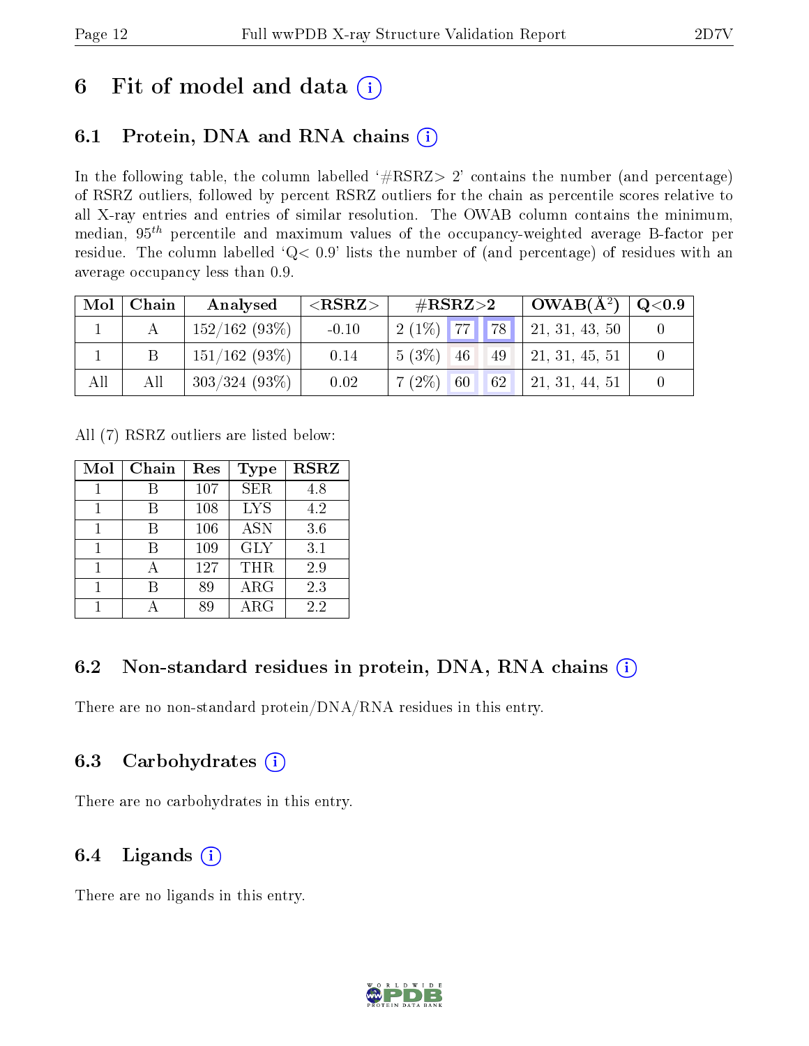# 6 Fit of model and data (i)

## 6.1 Protein, DNA and RNA chains (i)

In the following table, the column labelled '#RSRZ> 2' contains the number (and percentage) of RSRZ outliers, followed by percent RSRZ outliers for the chain as percentile scores relative to all X-ray entries and entries of similar resolution. The OWAB column contains the minimum, median, $95^{th}$ percentile and maximum values of the occupancy-weighted average B-factor per residue. The column labelled 'Q< 0.9' lists the number of (and percentage) of residues with an average occupancy less than 0.9.

| Mol | Chain | Analysed | <RSRZ> | #RSRZ>2 | | | OWAB(Å$^2$) | Q<0.9 |
|---|---|---|---|---|---|---|---|---|
| 1 | A | 152/162 (93%) | -0.10 | 2 (1%) | 77 | 78 | 21, 31, 43, 50 | 0 |
| 1 | B | 151/162 (93%) | 0.14 | 5 (3%) | 46 | 49 | 21, 31, 45, 51 | 0 |
| All | All | 303/324 (93%) | 0.02 | 7 (2%) | 60 | 62 | 21, 31, 44, 51 | 0 |

All (7) RSRZ outliers are listed below:

| Mol | Chain | Res | Type | RSRZ |
|---|---|---|---|---|
| 1 | B | 107 | SER | 4.8 |
| 1 | B | 108 | LYS | 4.2 |
| 1 | B | 106 | ASN | 3.6 |
| 1 | B | 109 | GLY | 3.1 |
| 1 | A | 127 | THR | 2.9 |
| 1 | B | 89 | ARG | 2.3 |
| 1 | A | 89 | ARG | 2.2 |

## 6.2 Non-standard residues in protein, DNA, RNA chains (i)

There are no non-standard protein/DNA/RNA residues in this entry.

## 6.3 Carbohydrates (i)

There are no carbohydrates in this entry.

## 6.4 Ligands (i)

There are no ligands in this entry.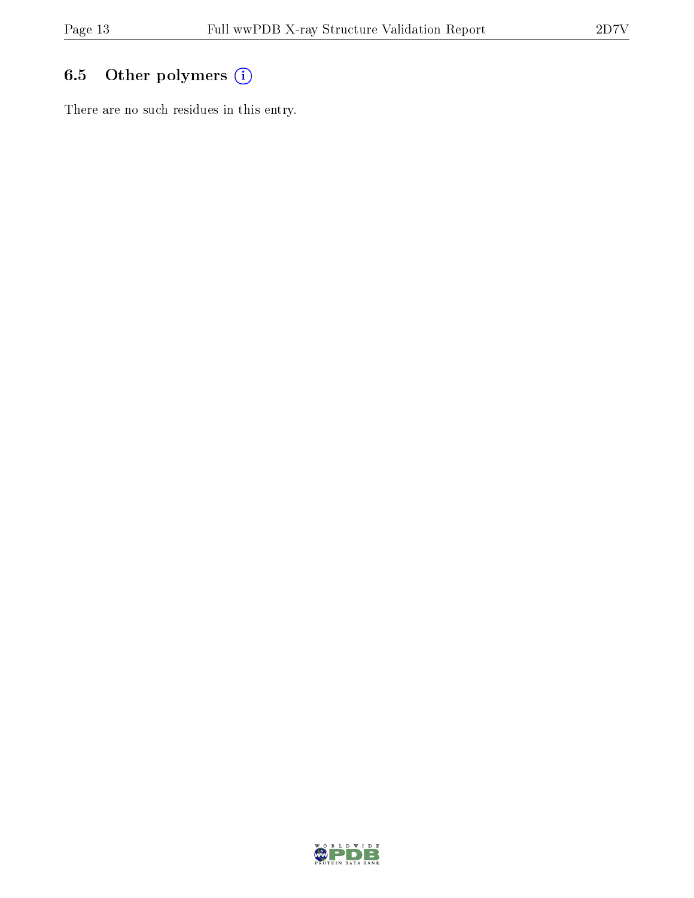### 6.5 Other polymers

There are no such residues in this entry.